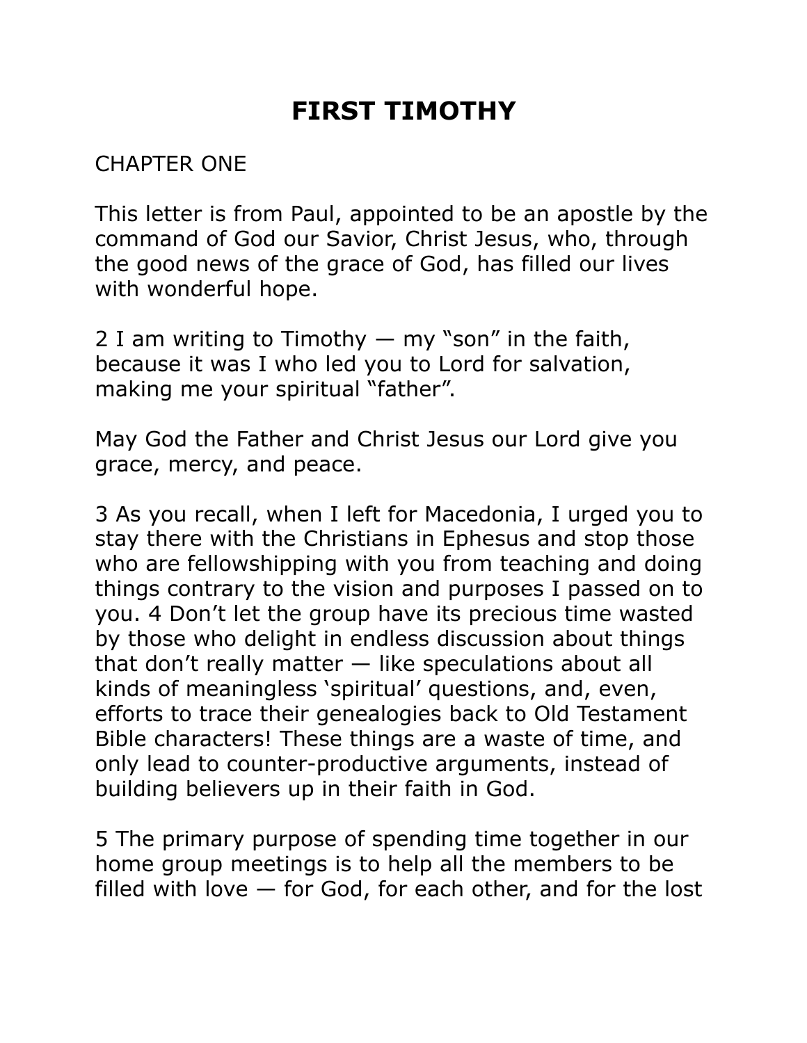# FIRST TIMOTHY

CHAPTER ONE

This letter is from Paul, appointed to be an apostle by the command of God our Savior, Christ Jesus, who, through the good news of the grace of God, has filled our lives with wonderful hope.

2 I am writing to Timothy — my “son” in the faith, because it was I who led you to Lord for salvation, making me your spiritual “father”.

May God the Father and Christ Jesus our Lord give you grace, mercy, and peace.

3 As you recall, when I left for Macedonia, I urged you to stay there with the Christians in Ephesus and stop those who are fellowshipping with you from teaching and doing things contrary to the vision and purposes I passed on to you. 4 Don’t let the group have its precious time wasted by those who delight in endless discussion about things that don’t really matter — like speculations about all kinds of meaningless ‘spiritual’ questions, and, even, efforts to trace their genealogies back to Old Testament Bible characters! These things are a waste of time, and only lead to counter-productive arguments, instead of building believers up in their faith in God.

5 The primary purpose of spending time together in our home group meetings is to help all the members to be filled with love — for God, for each other, and for the lost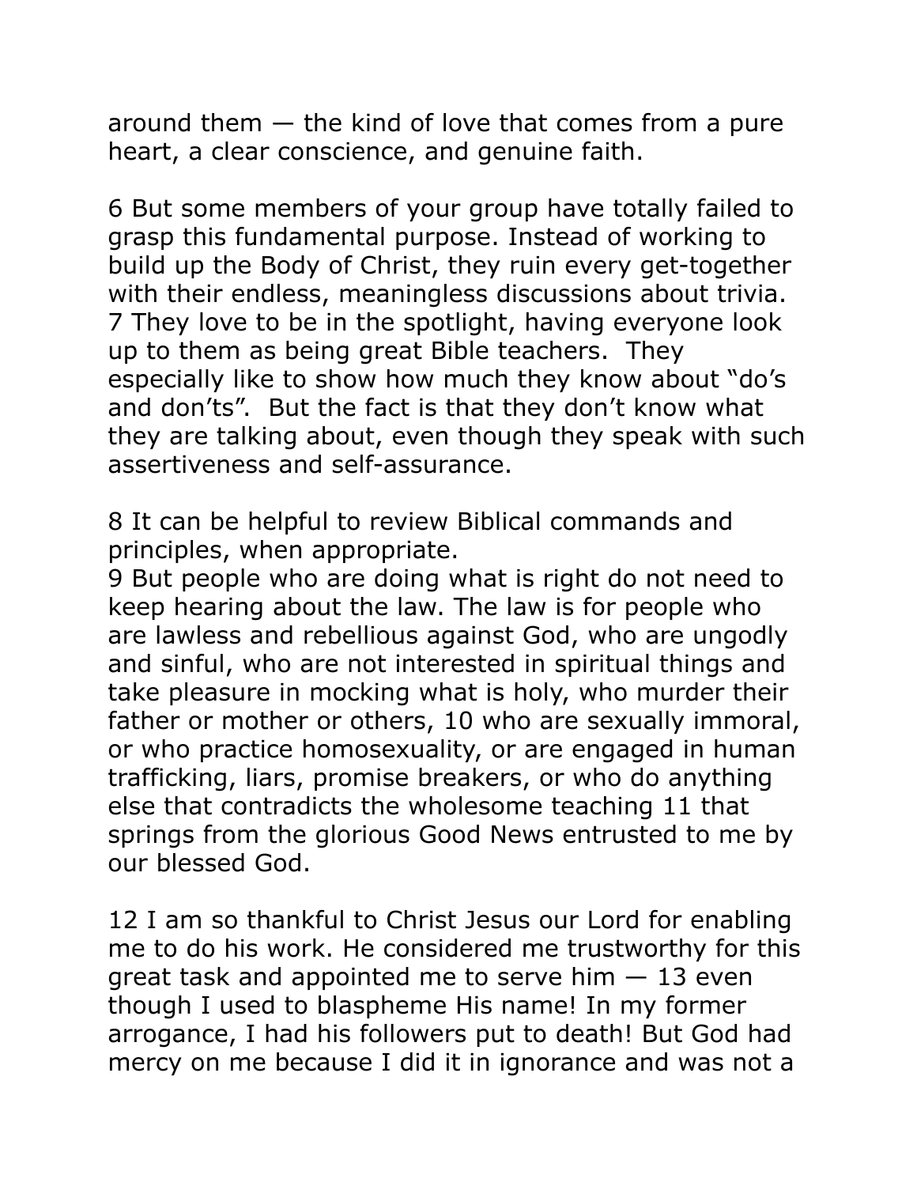around them — the kind of love that comes from a pure heart, a clear conscience, and genuine faith.

6 But some members of your group have totally failed to grasp this fundamental purpose. Instead of working to build up the Body of Christ, they ruin every get-together with their endless, meaningless discussions about trivia. 7 They love to be in the spotlight, having everyone look up to them as being great Bible teachers. They especially like to show how much they know about "do's and don'ts". But the fact is that they don't know what they are talking about, even though they speak with such assertiveness and self-assurance.

8 It can be helpful to review Biblical commands and principles, when appropriate.
9 But people who are doing what is right do not need to keep hearing about the law. The law is for people who are lawless and rebellious against God, who are ungodly and sinful, who are not interested in spiritual things and take pleasure in mocking what is holy, who murder their father or mother or others, 10 who are sexually immoral, or who practice homosexuality, or are engaged in human trafficking, liars, promise breakers, or who do anything else that contradicts the wholesome teaching 11 that springs from the glorious Good News entrusted to me by our blessed God.

12 I am so thankful to Christ Jesus our Lord for enabling me to do his work. He considered me trustworthy for this great task and appointed me to serve him — 13 even though I used to blaspheme His name! In my former arrogance, I had his followers put to death! But God had mercy on me because I did it in ignorance and was not a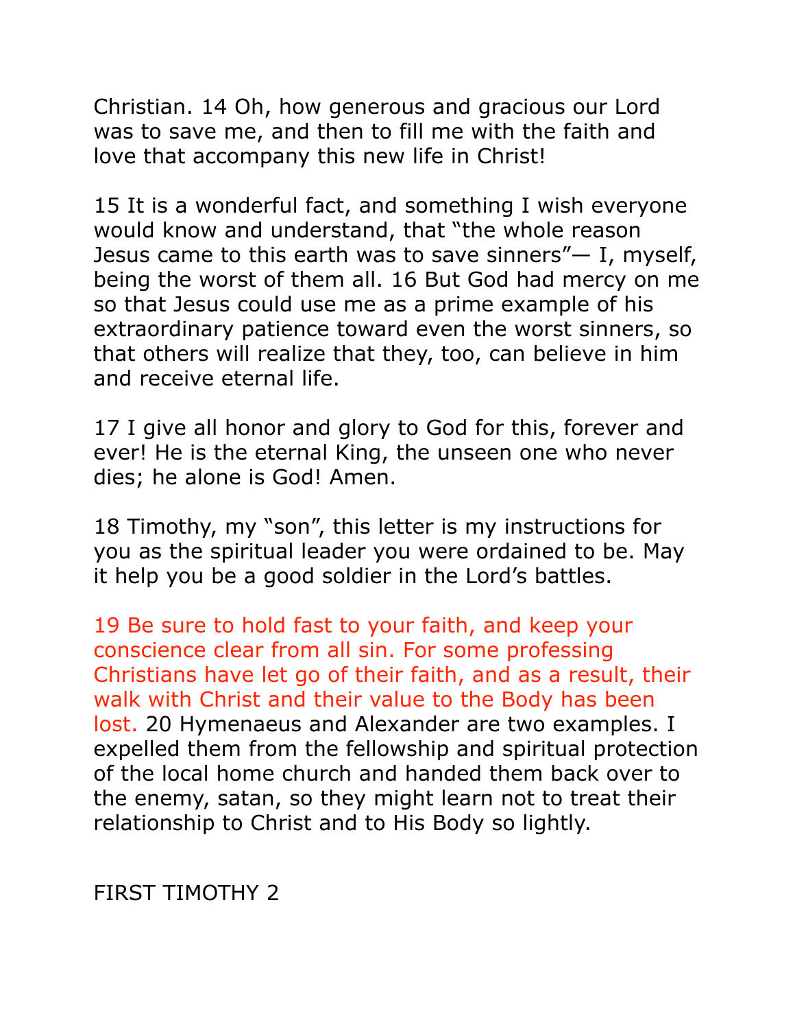Christian. 14 Oh, how generous and gracious our Lord was to save me, and then to fill me with the faith and love that accompany this new life in Christ!

15 It is a wonderful fact, and something I wish everyone would know and understand, that “the whole reason Jesus came to this earth was to save sinners”— I, myself, being the worst of them all. 16 But God had mercy on me so that Jesus could use me as a prime example of his extraordinary patience toward even the worst sinners, so that others will realize that they, too, can believe in him and receive eternal life.

17 I give all honor and glory to God for this, forever and ever! He is the eternal King, the unseen one who never dies; he alone is God! Amen.

18 Timothy, my “son”, this letter is my instructions for you as the spiritual leader you were ordained to be. May it help you be a good soldier in the Lord’s battles.

19 Be sure to hold fast to your faith, and keep your conscience clear from all sin. For some professing Christians have let go of their faith, and as a result, their walk with Christ and their value to the Body has been lost. 20 Hymenaeus and Alexander are two examples. I expelled them from the fellowship and spiritual protection of the local home church and handed them back over to the enemy, satan, so they might learn not to treat their relationship to Christ and to His Body so lightly.

## FIRST TIMOTHY 2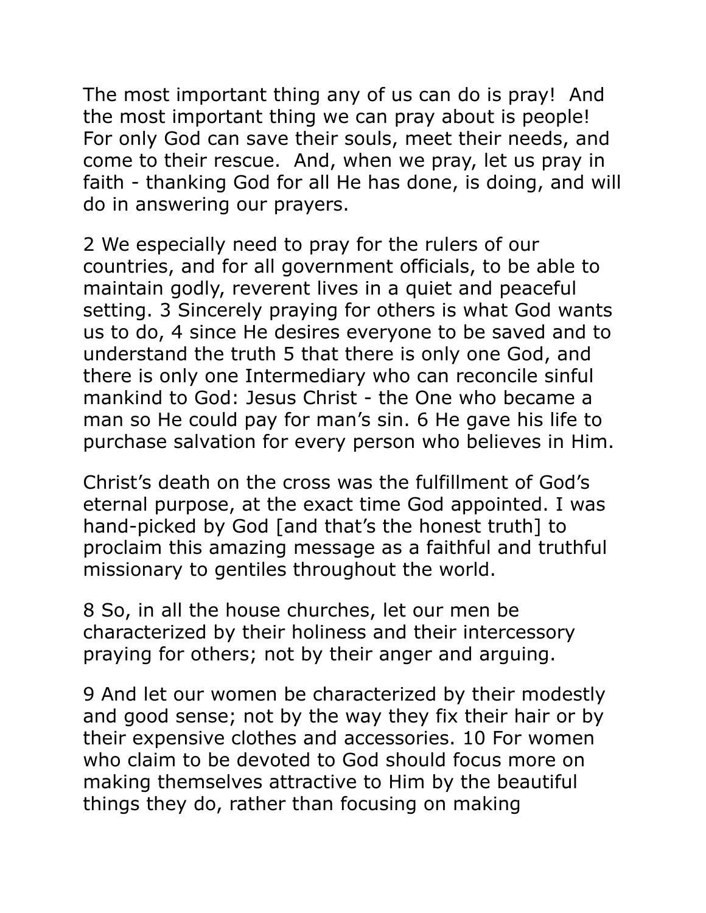The most important thing any of us can do is pray! And the most important thing we can pray about is people! For only God can save their souls, meet their needs, and come to their rescue. And, when we pray, let us pray in faith - thanking God for all He has done, is doing, and will do in answering our prayers.

2 We especially need to pray for the rulers of our countries, and for all government officials, to be able to maintain godly, reverent lives in a quiet and peaceful setting. 3 Sincerely praying for others is what God wants us to do, 4 since He desires everyone to be saved and to understand the truth 5 that there is only one God, and there is only one Intermediary who can reconcile sinful mankind to God: Jesus Christ - the One who became a man so He could pay for man's sin. 6 He gave his life to purchase salvation for every person who believes in Him.

Christ's death on the cross was the fulfillment of God's eternal purpose, at the exact time God appointed. I was hand-picked by God [and that's the honest truth] to proclaim this amazing message as a faithful and truthful missionary to gentiles throughout the world.

8 So, in all the house churches, let our men be characterized by their holiness and their intercessory praying for others; not by their anger and arguing.

9 And let our women be characterized by their modestly and good sense; not by the way they fix their hair or by their expensive clothes and accessories. 10 For women who claim to be devoted to God should focus more on making themselves attractive to Him by the beautiful things they do, rather than focusing on making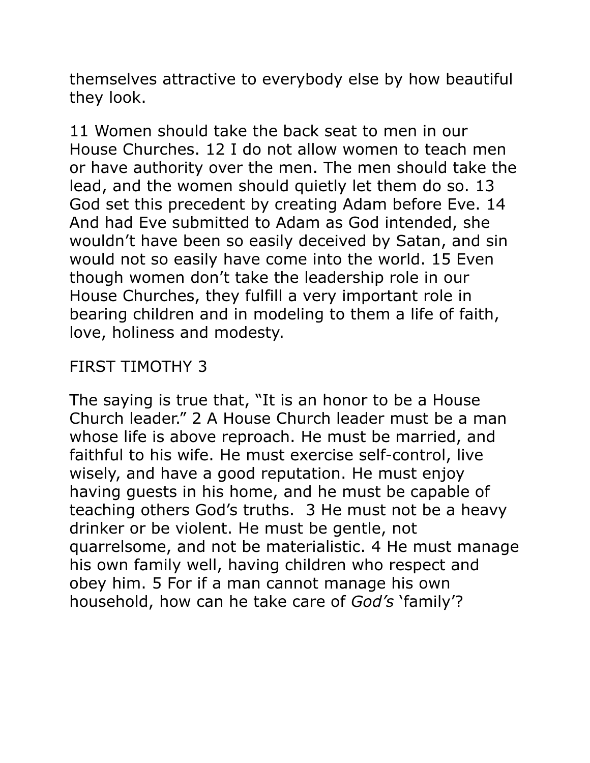themselves attractive to everybody else by how beautiful they look.

11 Women should take the back seat to men in our House Churches. 12 I do not allow women to teach men or have authority over the men. The men should take the lead, and the women should quietly let them do so. 13 God set this precedent by creating Adam before Eve. 14 And had Eve submitted to Adam as God intended, she wouldn't have been so easily deceived by Satan, and sin would not so easily have come into the world. 15 Even though women don't take the leadership role in our House Churches, they fulfill a very important role in bearing children and in modeling to them a life of faith, love, holiness and modesty.

## FIRST TIMOTHY 3

The saying is true that, "It is an honor to be a House Church leader." 2 A House Church leader must be a man whose life is above reproach. He must be married, and faithful to his wife. He must exercise self-control, live wisely, and have a good reputation. He must enjoy having guests in his home, and he must be capable of teaching others God's truths. 3 He must not be a heavy drinker or be violent. He must be gentle, not quarrelsome, and not be materialistic. 4 He must manage his own family well, having children who respect and obey him. 5 For if a man cannot manage his own household, how can he take care of *God's* 'family'?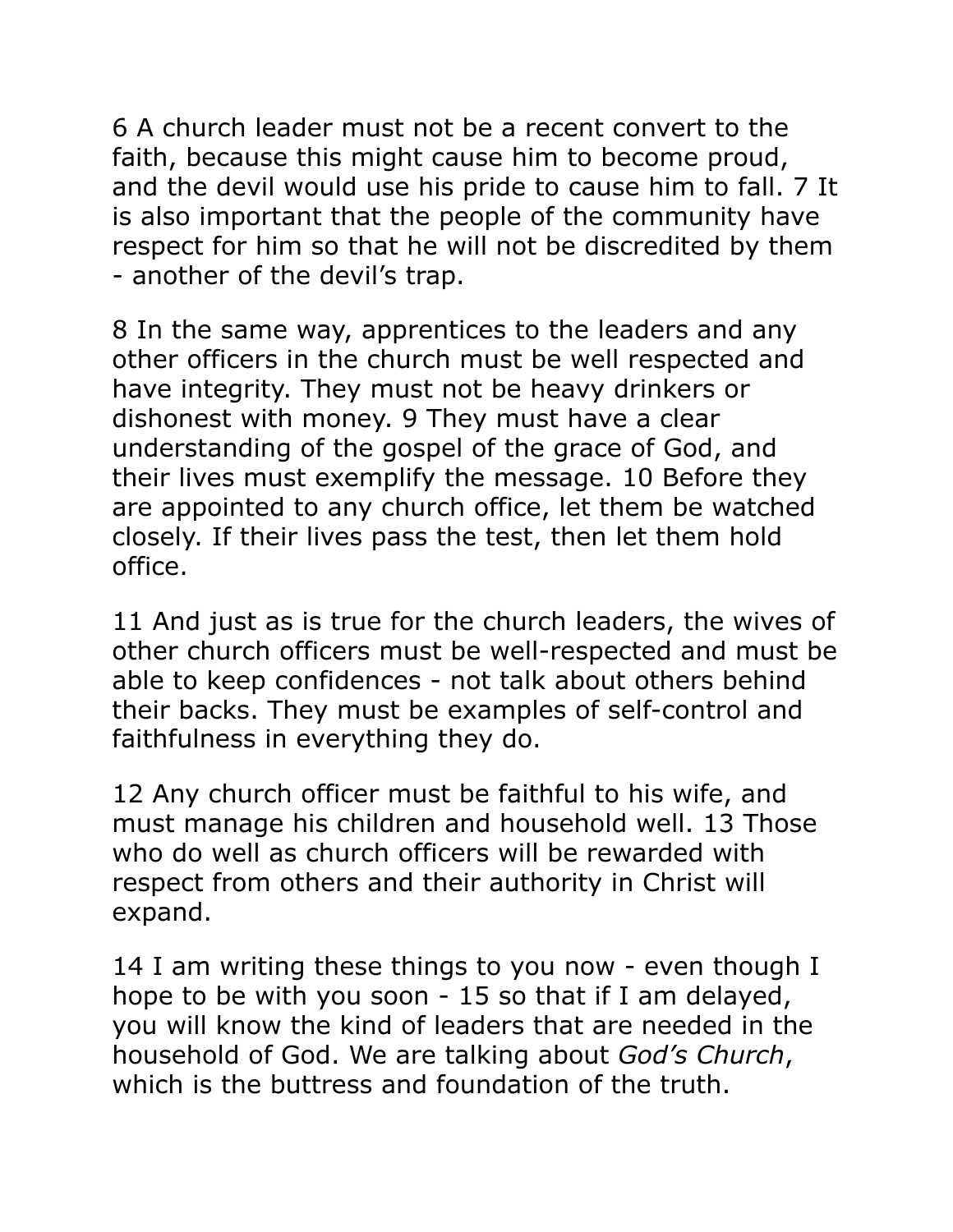6 A church leader must not be a recent convert to the faith, because this might cause him to become proud, and the devil would use his pride to cause him to fall. 7 It is also important that the people of the community have respect for him so that he will not be discredited by them - another of the devil's trap.

8 In the same way, apprentices to the leaders and any other officers in the church must be well respected and have integrity. They must not be heavy drinkers or dishonest with money. 9 They must have a clear understanding of the gospel of the grace of God, and their lives must exemplify the message. 10 Before they are appointed to any church office, let them be watched closely. If their lives pass the test, then let them hold office.

11 And just as is true for the church leaders, the wives of other church officers must be well-respected and must be able to keep confidences - not talk about others behind their backs. They must be examples of self-control and faithfulness in everything they do.

12 Any church officer must be faithful to his wife, and must manage his children and household well. 13 Those who do well as church officers will be rewarded with respect from others and their authority in Christ will expand.

14 I am writing these things to you now - even though I hope to be with you soon - 15 so that if I am delayed, you will know the kind of leaders that are needed in the household of God. We are talking about *God's Church*, which is the buttress and foundation of the truth.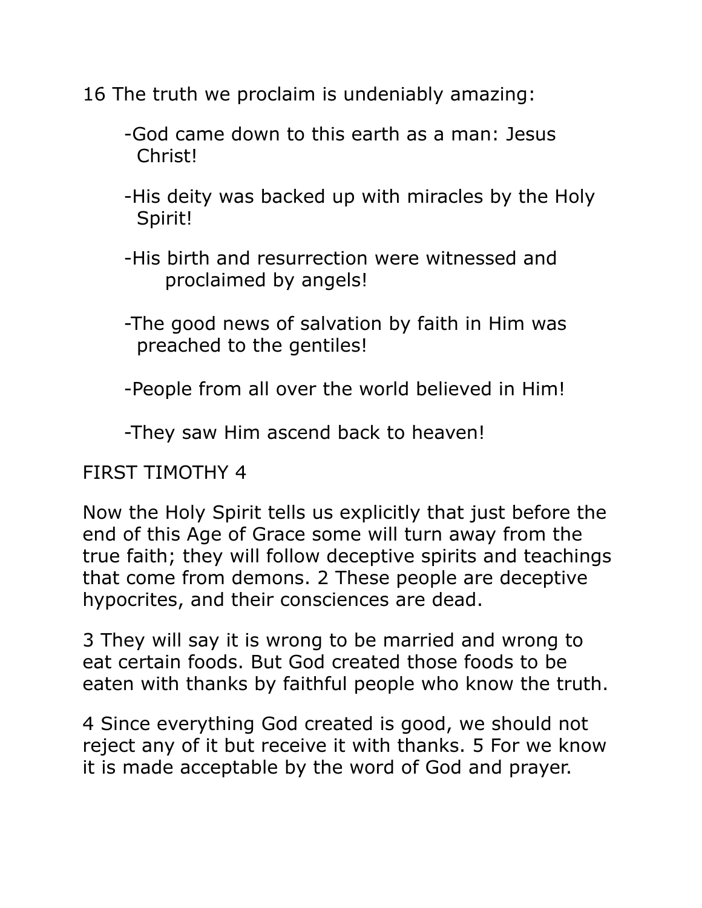16 The truth we proclaim is undeniably amazing:

-God came down to this earth as a man: Jesus Christ!

-His deity was backed up with miracles by the Holy Spirit!

-His birth and resurrection were witnessed and proclaimed by angels!

-The good news of salvation by faith in Him was preached to the gentiles!

-People from all over the world believed in Him!

-They saw Him ascend back to heaven!

## FIRST TIMOTHY 4

Now the Holy Spirit tells us explicitly that just before the end of this Age of Grace some will turn away from the true faith; they will follow deceptive spirits and teachings that come from demons. 2 These people are deceptive hypocrites, and their consciences are dead.

3 They will say it is wrong to be married and wrong to eat certain foods. But God created those foods to be eaten with thanks by faithful people who know the truth.

4 Since everything God created is good, we should not reject any of it but receive it with thanks. 5 For we know it is made acceptable by the word of God and prayer.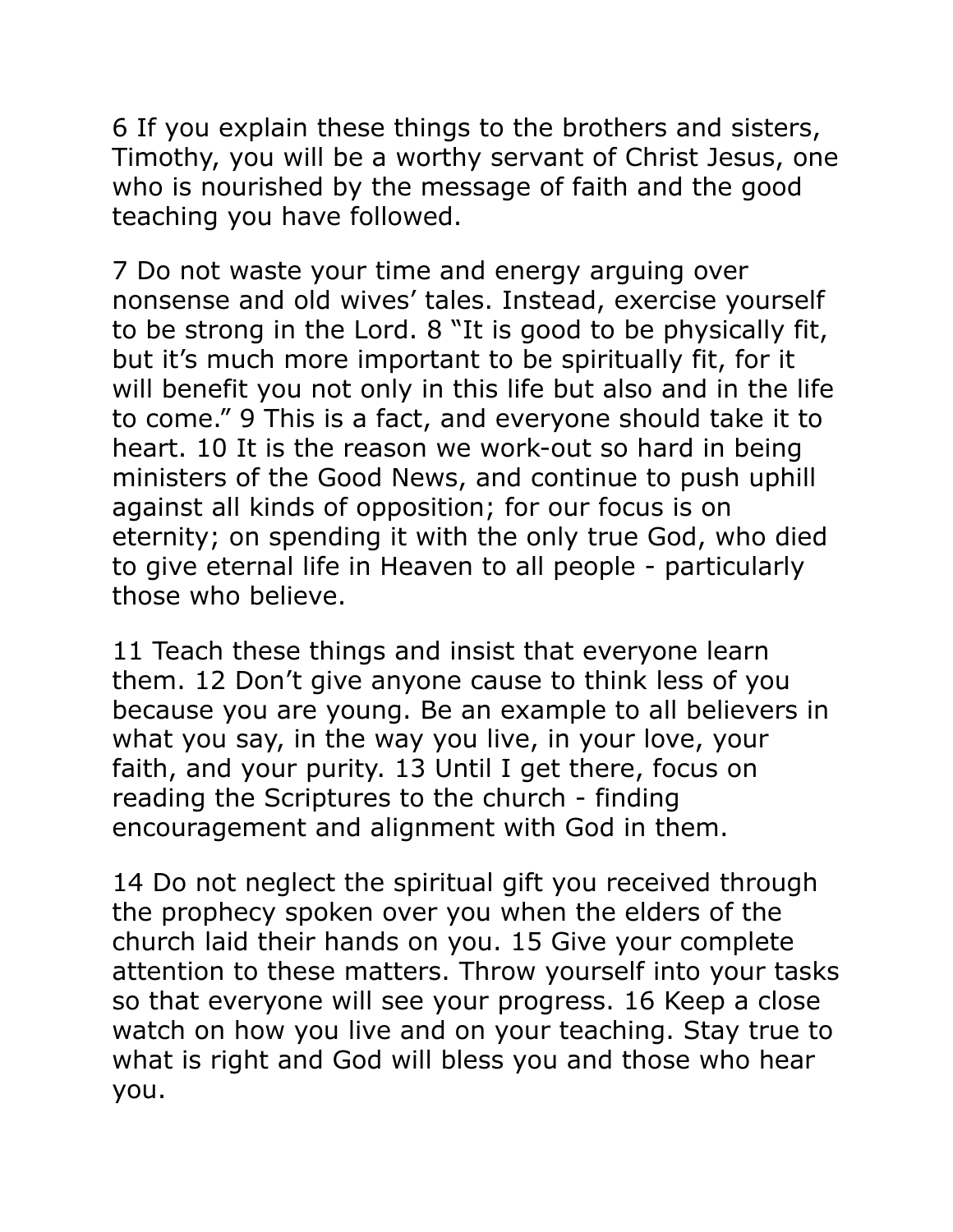6 If you explain these things to the brothers and sisters, Timothy, you will be a worthy servant of Christ Jesus, one who is nourished by the message of faith and the good teaching you have followed.

7 Do not waste your time and energy arguing over nonsense and old wives' tales. Instead, exercise yourself to be strong in the Lord. 8 "It is good to be physically fit, but it's much more important to be spiritually fit, for it will benefit you not only in this life but also and in the life to come." 9 This is a fact, and everyone should take it to heart. 10 It is the reason we work-out so hard in being ministers of the Good News, and continue to push uphill against all kinds of opposition; for our focus is on eternity; on spending it with the only true God, who died to give eternal life in Heaven to all people - particularly those who believe.

11 Teach these things and insist that everyone learn them. 12 Don't give anyone cause to think less of you because you are young. Be an example to all believers in what you say, in the way you live, in your love, your faith, and your purity. 13 Until I get there, focus on reading the Scriptures to the church - finding encouragement and alignment with God in them.

14 Do not neglect the spiritual gift you received through the prophecy spoken over you when the elders of the church laid their hands on you. 15 Give your complete attention to these matters. Throw yourself into your tasks so that everyone will see your progress. 16 Keep a close watch on how you live and on your teaching. Stay true to what is right and God will bless you and those who hear you.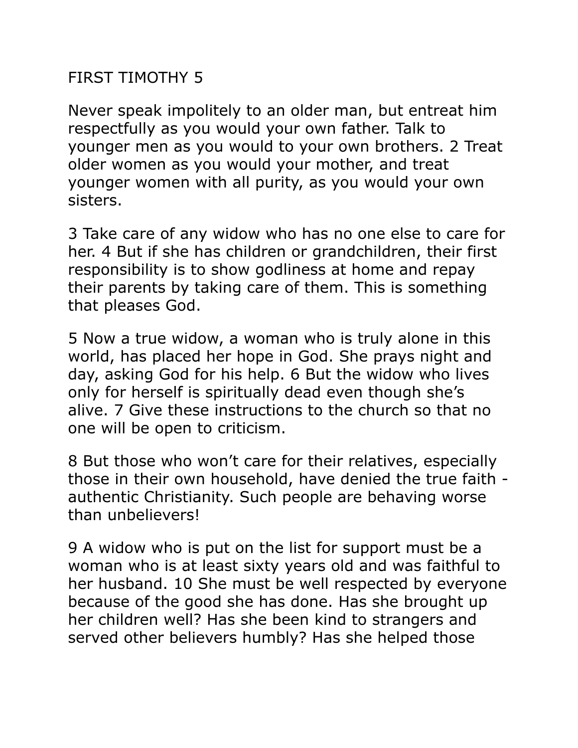# FIRST TIMOTHY 5

Never speak impolitely to an older man, but entreat him respectfully as you would your own father. Talk to younger men as you would to your own brothers. 2 Treat older women as you would your mother, and treat younger women with all purity, as you would your own sisters.

3 Take care of any widow who has no one else to care for her. 4 But if she has children or grandchildren, their first responsibility is to show godliness at home and repay their parents by taking care of them. This is something that pleases God.

5 Now a true widow, a woman who is truly alone in this world, has placed her hope in God. She prays night and day, asking God for his help. 6 But the widow who lives only for herself is spiritually dead even though she's alive. 7 Give these instructions to the church so that no one will be open to criticism.

8 But those who won't care for their relatives, especially those in their own household, have denied the true faith - authentic Christianity. Such people are behaving worse than unbelievers!

9 A widow who is put on the list for support must be a woman who is at least sixty years old and was faithful to her husband. 10 She must be well respected by everyone because of the good she has done. Has she brought up her children well? Has she been kind to strangers and served other believers humbly? Has she helped those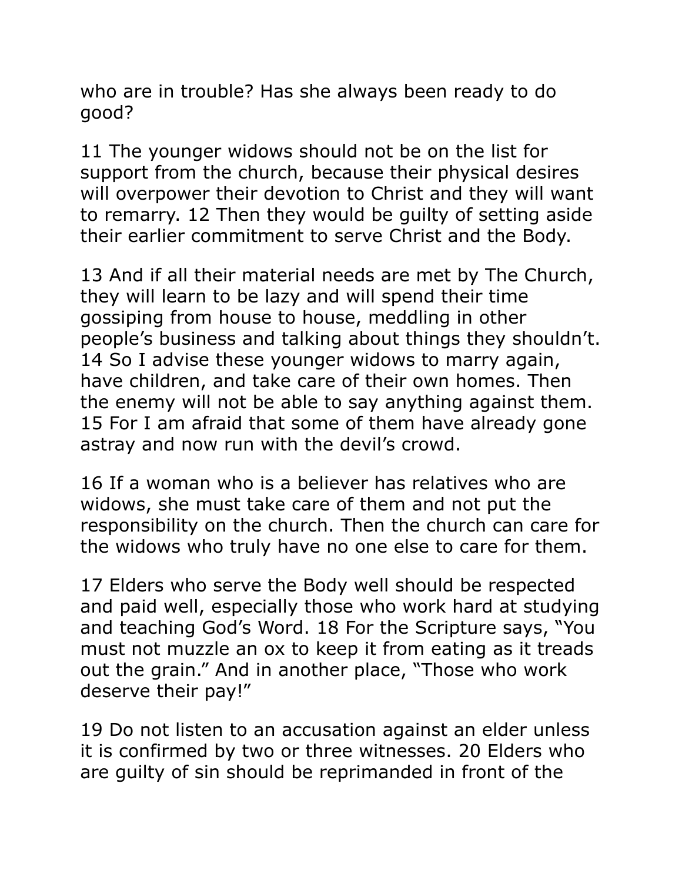who are in trouble? Has she always been ready to do good?

11 The younger widows should not be on the list for support from the church, because their physical desires will overpower their devotion to Christ and they will want to remarry. 12 Then they would be guilty of setting aside their earlier commitment to serve Christ and the Body.

13 And if all their material needs are met by The Church, they will learn to be lazy and will spend their time gossiping from house to house, meddling in other people's business and talking about things they shouldn't. 14 So I advise these younger widows to marry again, have children, and take care of their own homes. Then the enemy will not be able to say anything against them. 15 For I am afraid that some of them have already gone astray and now run with the devil's crowd.

16 If a woman who is a believer has relatives who are widows, she must take care of them and not put the responsibility on the church. Then the church can care for the widows who truly have no one else to care for them.

17 Elders who serve the Body well should be respected and paid well, especially those who work hard at studying and teaching God's Word. 18 For the Scripture says, "You must not muzzle an ox to keep it from eating as it treads out the grain." And in another place, "Those who work deserve their pay!"

19 Do not listen to an accusation against an elder unless it is confirmed by two or three witnesses. 20 Elders who are guilty of sin should be reprimanded in front of the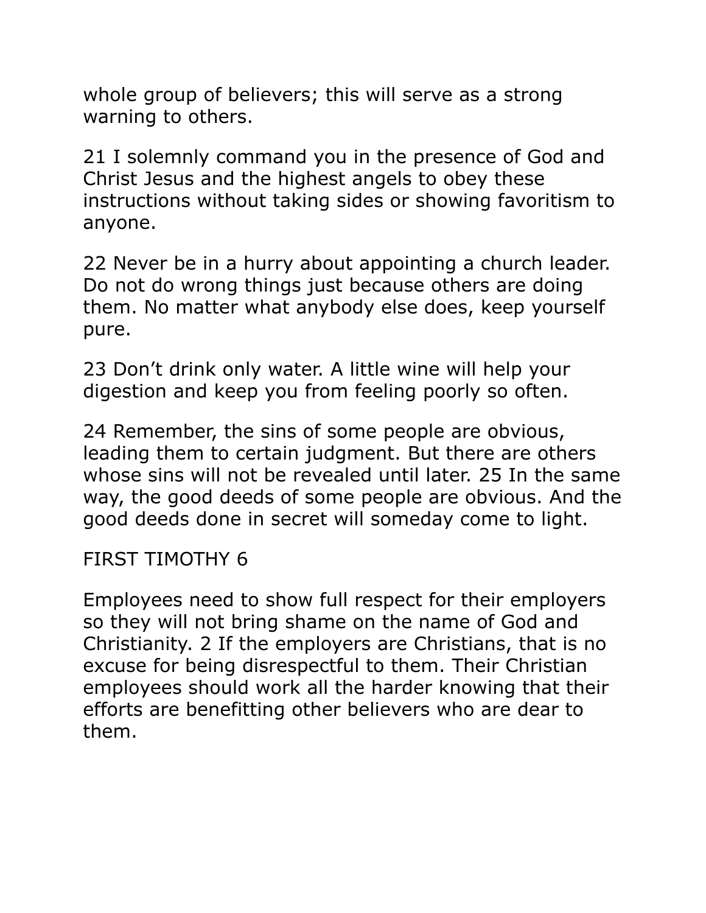whole group of believers; this will serve as a strong warning to others.

21 I solemnly command you in the presence of God and Christ Jesus and the highest angels to obey these instructions without taking sides or showing favoritism to anyone.

22 Never be in a hurry about appointing a church leader. Do not do wrong things just because others are doing them. No matter what anybody else does, keep yourself pure.

23 Don’t drink only water. A little wine will help your digestion and keep you from feeling poorly so often.

24 Remember, the sins of some people are obvious, leading them to certain judgment. But there are others whose sins will not be revealed until later. 25 In the same way, the good deeds of some people are obvious. And the good deeds done in secret will someday come to light.

## FIRST TIMOTHY 6

Employees need to show full respect for their employers so they will not bring shame on the name of God and Christianity. 2 If the employers are Christians, that is no excuse for being disrespectful to them. Their Christian employees should work all the harder knowing that their efforts are benefitting other believers who are dear to them.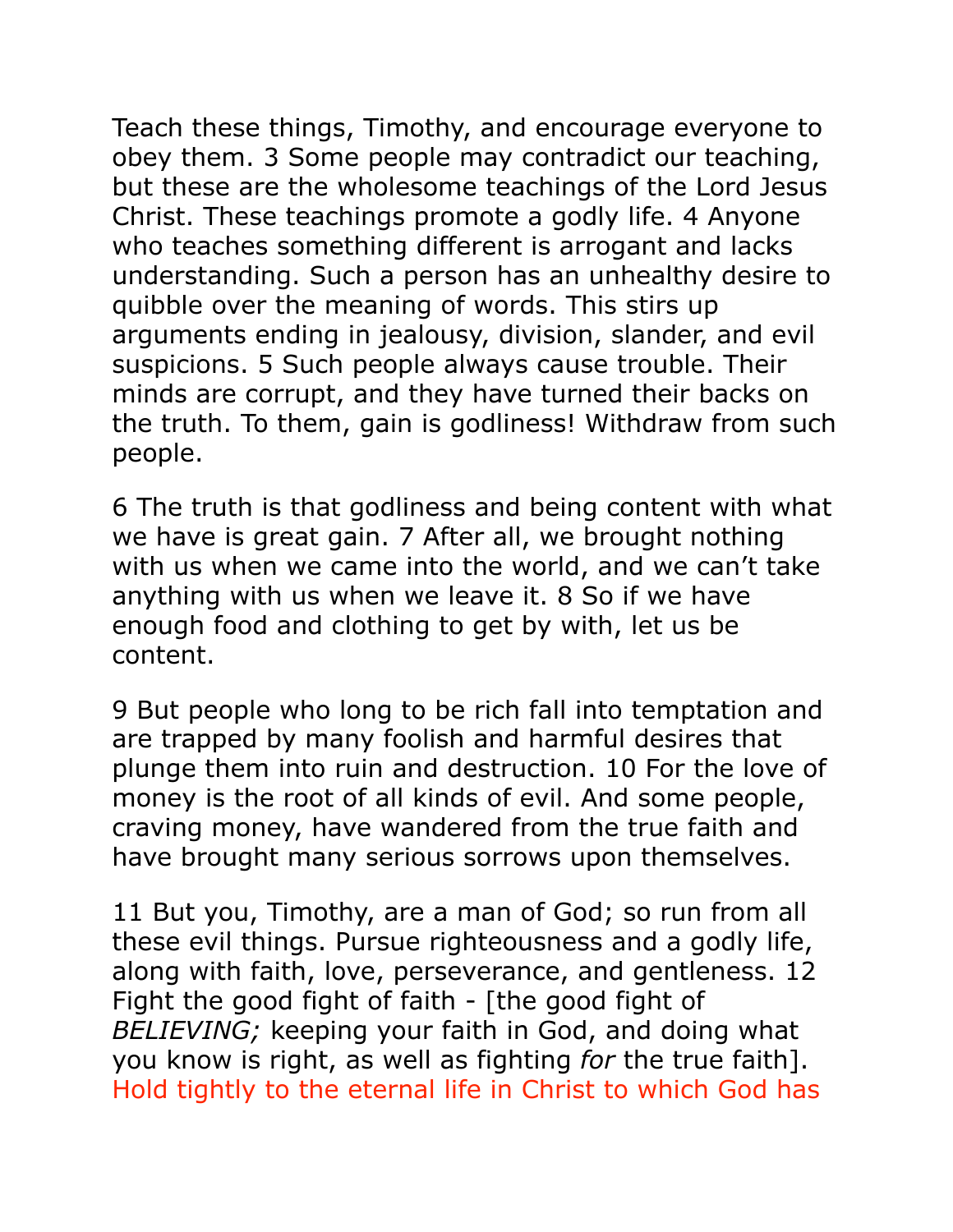Teach these things, Timothy, and encourage everyone to obey them. 3 Some people may contradict our teaching, but these are the wholesome teachings of the Lord Jesus Christ. These teachings promote a godly life. 4 Anyone who teaches something different is arrogant and lacks understanding. Such a person has an unhealthy desire to quibble over the meaning of words. This stirs up arguments ending in jealousy, division, slander, and evil suspicions. 5 Such people always cause trouble. Their minds are corrupt, and they have turned their backs on the truth. To them, gain is godliness! Withdraw from such people.

6 The truth is that godliness and being content with what we have is great gain. 7 After all, we brought nothing with us when we came into the world, and we can't take anything with us when we leave it. 8 So if we have enough food and clothing to get by with, let us be content.

9 But people who long to be rich fall into temptation and are trapped by many foolish and harmful desires that plunge them into ruin and destruction. 10 For the love of money is the root of all kinds of evil. And some people, craving money, have wandered from the true faith and have brought many serious sorrows upon themselves.

11 But you, Timothy, are a man of God; so run from all these evil things. Pursue righteousness and a godly life, along with faith, love, perseverance, and gentleness. 12 Fight the good fight of faith - [the good fight of *BELIEVING;* keeping your faith in God, and doing what you know is right, as well as fighting *for* the true faith]. Hold tightly to the eternal life in Christ to which God has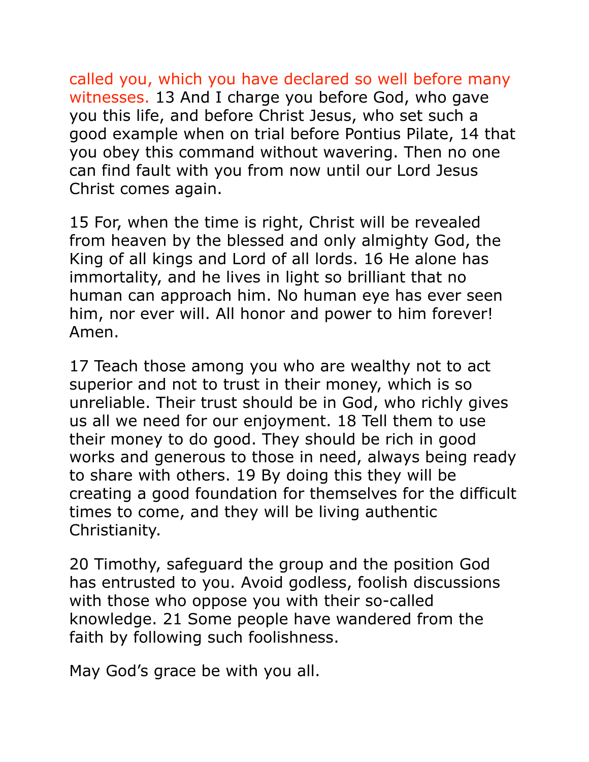called you, which you have declared so well before many witnesses. 13 And I charge you before God, who gave you this life, and before Christ Jesus, who set such a good example when on trial before Pontius Pilate, 14 that you obey this command without wavering. Then no one can find fault with you from now until our Lord Jesus Christ comes again.

15 For, when the time is right, Christ will be revealed from heaven by the blessed and only almighty God, the King of all kings and Lord of all lords. 16 He alone has immortality, and he lives in light so brilliant that no human can approach him. No human eye has ever seen him, nor ever will. All honor and power to him forever! Amen.

17 Teach those among you who are wealthy not to act superior and not to trust in their money, which is so unreliable. Their trust should be in God, who richly gives us all we need for our enjoyment. 18 Tell them to use their money to do good. They should be rich in good works and generous to those in need, always being ready to share with others. 19 By doing this they will be creating a good foundation for themselves for the difficult times to come, and they will be living authentic Christianity.

20 Timothy, safeguard the group and the position God has entrusted to you. Avoid godless, foolish discussions with those who oppose you with their so-called knowledge. 21 Some people have wandered from the faith by following such foolishness.

May God's grace be with you all.